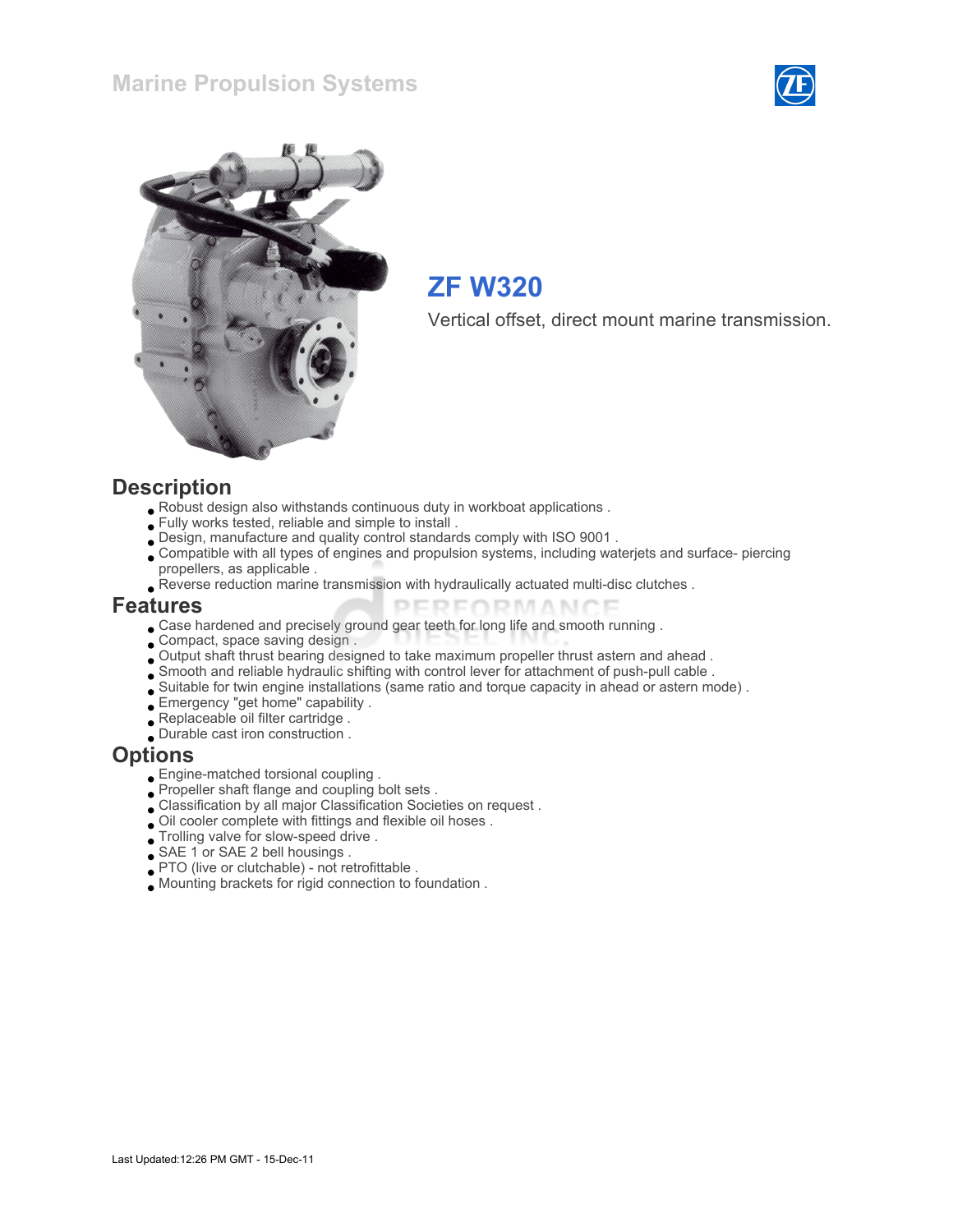Marine Propulsion Systems

# ZF W320

Vertical offset, direct mount marine transmission.

## Description

- Robust design also withstands continuous duty in workboat applications .
- Fully works tested, reliable and simple to install .
- Design, manufacture and quality control standards comply with ISO 9001 .
- Compatible with all types of engines and propulsion systems, including waterjets and surface- piercing propellers, as applicable .
- Reverse reduction marine transmission with hydraulically actuated multi-disc clutches .

## Features

- Case hardened and precisely ground gear teeth for long life and smooth running .
- Compact, space saving design .
- Output shaft thrust bearing designed to take maximum propeller thrust astern and ahead .
- Smooth and reliable hydraulic shifting with control lever for attachment of push-pull cable .
- Suitable for twin engine installations (same ratio and torque capacity in ahead or astern mode) .
- Emergency "get home" capability .
- Replaceable oil filter cartridge .
- Durable cast iron construction .

## Options

- Engine-matched torsional coupling .
- Propeller shaft flange and coupling bolt sets .
- Classification by all major Classification Societies on request .
- Oil cooler complete with fittings and flexible oil hoses .
- Trolling valve for slow-speed drive .
- SAE 1 or SAE 2 bell housings .
- PTO (live or clutchable) - not retrofittable .
- Mounting brackets for rigid connection to foundation .

Last Updated:12:26 PM GMT - 15-Dec-11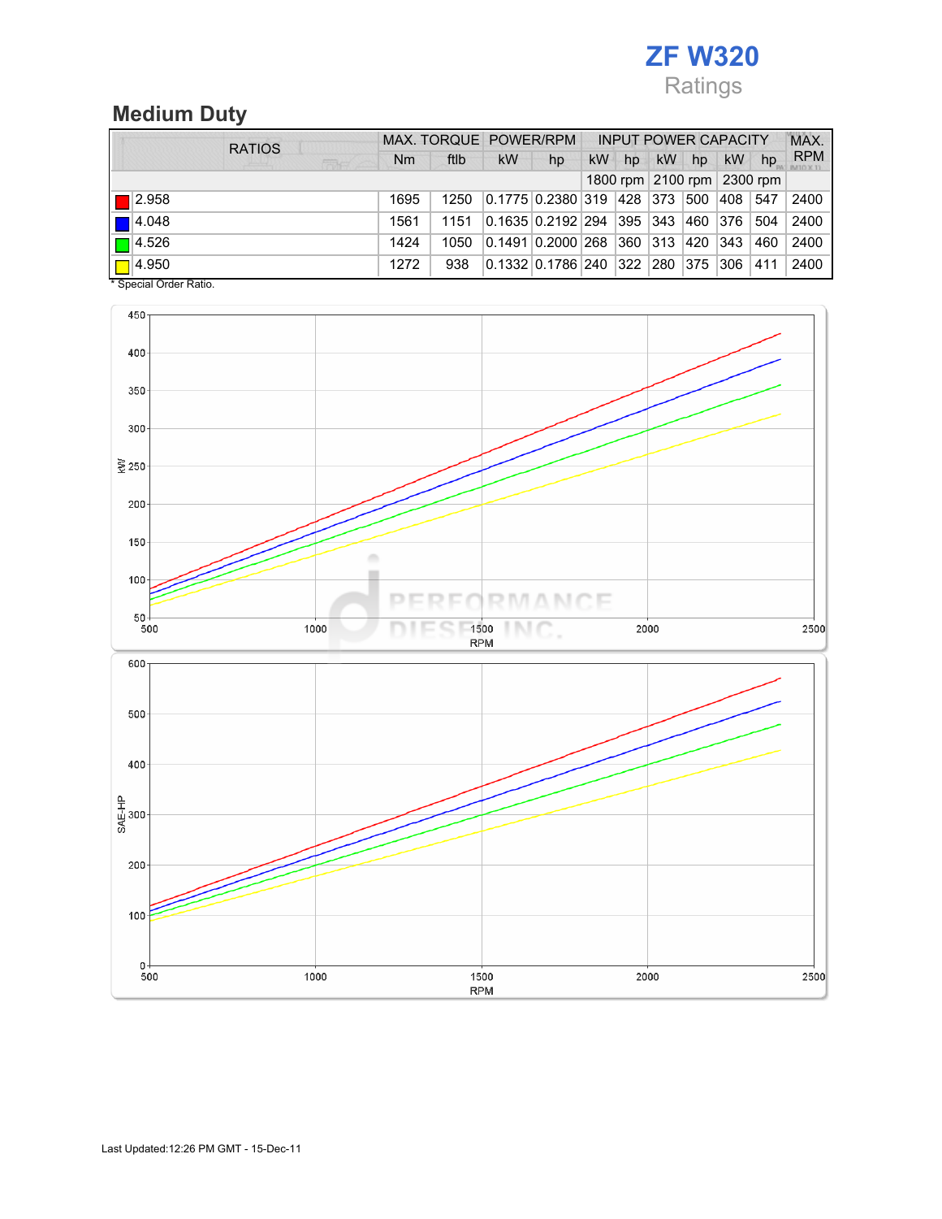# ZF W320

Ratings

## Medium Duty

| RATIOS | MAX. TORQUE | | POWER/RPM | | INPUT POWER CAPACITY | | | | | | MAX. RPM |
|---|---|---|---|---|---|---|---|---|---|---|---|
| | Nm | ftlb | kW | hp | kW | hp | kW | hp | kW | hp | |
| | | | | | 1800 rpm | | 2100 rpm | | 2300 rpm | | |
| 2.958 | 1695 | 1250 | 0.1775 | 0.2380 | 319 | 428 | 373 | 500 | 408 | 547 | 2400 |
| 4.048 | 1561 | 1151 | 0.1635 | 0.2192 | 294 | 395 | 343 | 460 | 376 | 504 | 2400 |
| 4.526 | 1424 | 1050 | 0.1491 | 0.2000 | 268 | 360 | 313 | 420 | 343 | 460 | 2400 |
| 4.950 | 1272 | 938 | 0.1332 | 0.1786 | 240 | 322 | 280 | 375 | 306 | 411 | 2400 |

* Special Order Ratio.

Last Updated:12:26 PM GMT - 15-Dec-11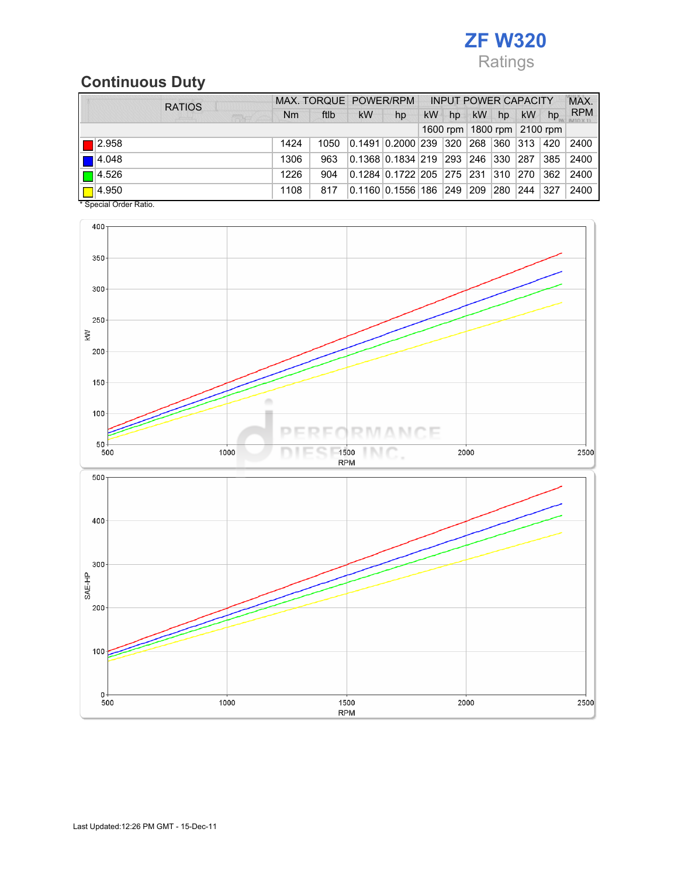# ZF W320

Ratings

## Continuous Duty

| RATIOS | MAX. TORQUE | | POWER/RPM | | INPUT POWER CAPACITY | | | | | | MAX. RPM |
|---|---|---|---|---|---|---|---|---|---|---|---|
| | Nm | ftlb | kW | hp | kW | hp | kW | hp | kW | hp | |
| | | | | | 1600 rpm | | 1800 rpm | | 2100 rpm | | |
| 2.958 | 1424 | 1050 | 0.1491 | 0.2000 | 239 | 320 | 268 | 360 | 313 | 420 | 2400 |
| 4.048 | 1306 | 963 | 0.1368 | 0.1834 | 219 | 293 | 246 | 330 | 287 | 385 | 2400 |
| 4.526 | 1226 | 904 | 0.1284 | 0.1722 | 205 | 275 | 231 | 310 | 270 | 362 | 2400 |
| 4.950 | 1108 | 817 | 0.1160 | 0.1556 | 186 | 249 | 209 | 280 | 244 | 327 | 2400 |

\* Special Order Ratio.

Last Updated:12:26 PM GMT - 15-Dec-11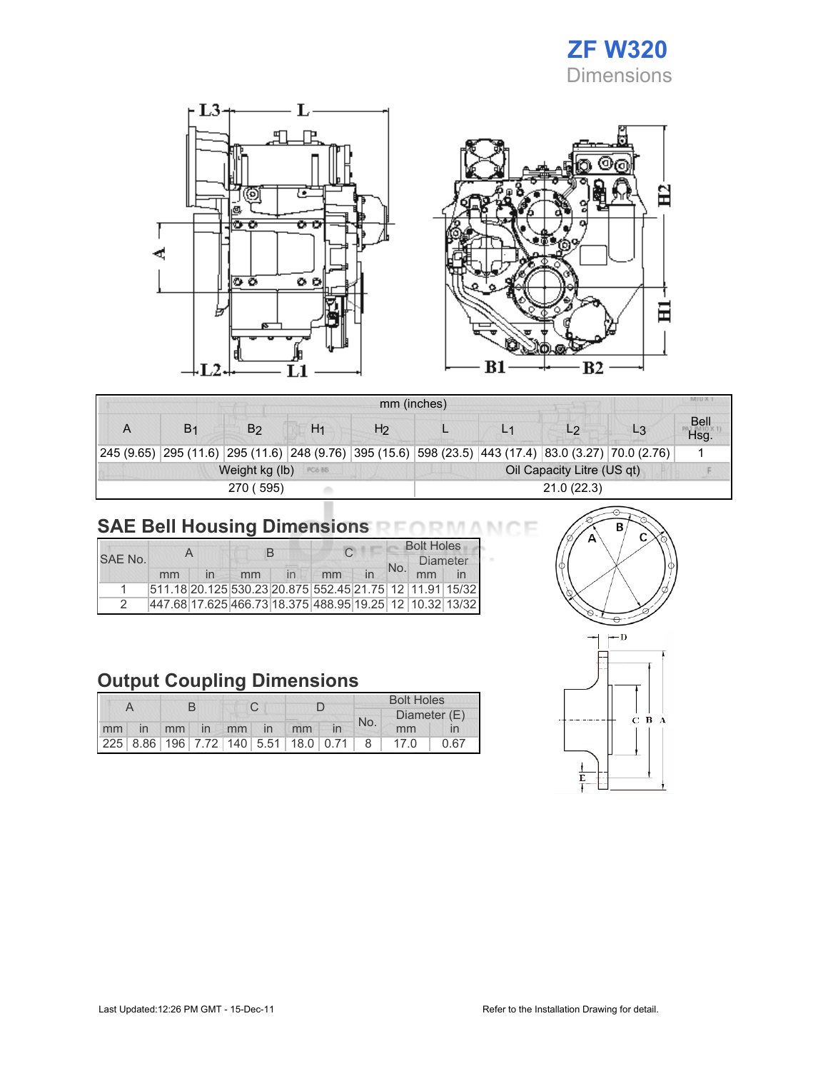# ZF W320

Dimensions

| mm (inches) | | | | | | | | | |
|---|---|---|---|---|---|---|---|---|---|
| A | $B_1$ | $B_2$ | $H_1$ | $H_2$ | L | $L_1$ | $L_2$ | $L_3$ | Bell Hsg. |
| 245 (9.65) | 295 (11.6) | 295 (11.6) | 248 (9.76) | 395 (15.6) | 598 (23.5) | 443 (17.4) | 83.0 (3.27) | 70.0 (2.76) | 1 |
| Weight kg (lb) | | | | | Oil Capacity Litre (US qt) | | | | |
| 270 ( 595) | | | | | 21.0 (22.3) | | | | |

## SAE Bell Housing Dimensions

| SAE No. | A | | B | | C | | Bolt Holes | | |
|---|---|---|---|---|---|---|---|---|---|
| | | | | | | | No. | Diameter | |
| | mm | in | mm | in | mm | in | | mm | in |
| 1 | 511.18 | 20.125 | 530.23 | 20.875 | 552.45 | 21.75 | 12 | 11.91 | 15/32 |
| 2 | 447.68 | 17.625 | 466.73 | 18.375 | 488.95 | 19.25 | 12 | 10.32 | 13/32 |

## Output Coupling Dimensions

| A | | B | | C | | D | | Bolt Holes | | |
|---|---|---|---|---|---|---|---|---|---|---|
| | | | | | | | | No. | Diameter (E) | |
| mm | in | mm | in | mm | in | mm | in | | mm | in |
| 225 | 8.86 | 196 | 7.72 | 140 | 5.51 | 18.0 | 0.71 | 8 | 17.0 | 0.67 |

Last Updated:12:26 PM GMT - 15-Dec-11

Refer to the Installation Drawing for detail.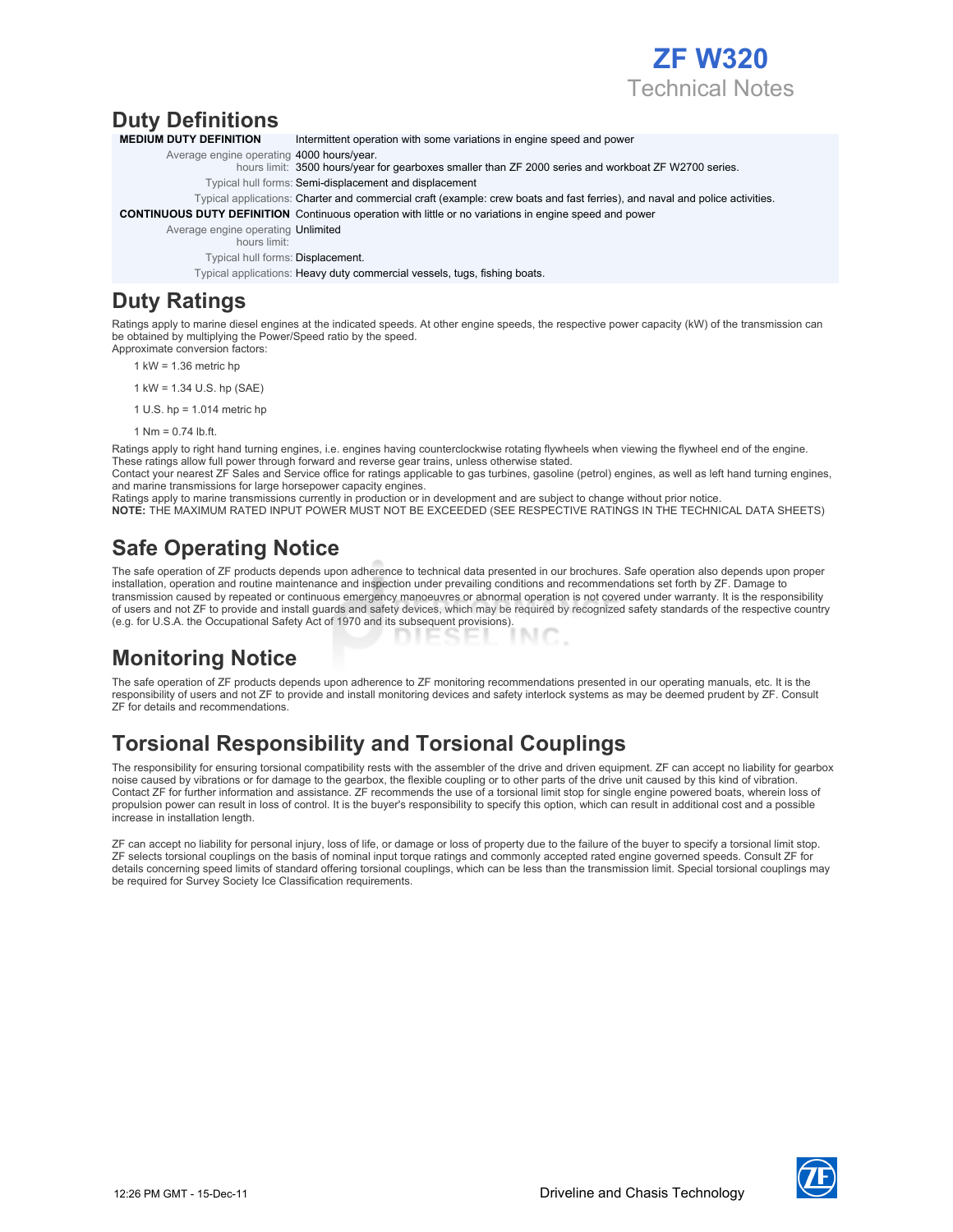# ZF W320

Technical Notes

## Duty Definitions

| | |
|---|---|
| **MEDIUM DUTY DEFINITION** | Intermittent operation with some variations in engine speed and power |
| Average engine operating hours limit: | 4000 hours/year. 3500 hours/year for gearboxes smaller than ZF 2000 series and workboat ZF W2700 series. |
| Typical hull forms: | Semi-displacement and displacement |
| Typical applications: | Charter and commercial craft (example: crew boats and fast ferries), and naval and police activities. |
| **CONTINUOUS DUTY DEFINITION** | Continuous operation with little or no variations in engine speed and power |
| Average engine operating hours limit: | Unlimited |
| Typical hull forms: | Displacement. |
| Typical applications: | Heavy duty commercial vessels, tugs, fishing boats. |

## Duty Ratings

Ratings apply to marine diesel engines at the indicated speeds. At other engine speeds, the respective power capacity (kW) of the transmission can be obtained by multiplying the Power/Speed ratio by the speed.
Approximate conversion factors:

1 kW = 1.36 metric hp

1 kW = 1.34 U.S. hp (SAE)

1 U.S. hp = 1.014 metric hp

1 Nm = 0.74 lb.ft.

Ratings apply to right hand turning engines, i.e. engines having counterclockwise rotating flywheels when viewing the flyweel end of the engine.
These ratings allow full power through forward and reverse gear trains, unless otherwise stated.
Contact your nearest ZF Sales and Service office for ratings applicable to gas turbines, gasoline (petrol) engines, as well as left hand turning engines, and marine transmissions for large horsepower capacity engines.
Ratings apply to marine transmissions currently in production or in development and are subject to change without prior notice.
**NOTE:** THE MAXIMUM RATED INPUT POWER MUST NOT BE EXCEEDED (SEE RESPECTIVE RATINGS IN THE TECHNICAL DATA SHEETS)

## Safe Operating Notice

The safe operation of ZF products depends upon adherence to technical data presented in our brochures. Safe operation also depends upon proper installation, operation and routine maintenance and inspection under prevailing conditions and recommendations set forth by ZF. Damage to transmission caused by repeated or continuous emergency manoeuvres or abnormal operation is not covered under warranty. It is the responsibility of users and not ZF to provide and install guards and safety devices, which may be required by recognized safety standards of the respective country (e.g. for U.S.A. the Occupational Safety Act of 1970 and its subsequent provisions).

## Monitoring Notice

The safe operation of ZF products depends upon adherence to ZF monitoring recommendations presented in our operating manuals, etc. It is the responsibility of users and not ZF to provide and install monitoring devices and safety interlock systems as may be deemed prudent by ZF. Consult ZF for details and recommendations.

## Torsional Responsibility and Torsional Couplings

The responsibility for ensuring torsional compatibility rests with the assembler of the drive and driven equipment. ZF can accept no liability for gearbox noise caused by vibrations or for damage to the gearbox, the flexible coupling or to other parts of the drive unit caused by this kind of vibration. Contact ZF for further information and assistance. ZF recommends the use of a torsional limit stop for single engine powered boats, wherein loss of propulsion power can result in loss of control. It is the buyer's responsibility to specify this option, which can result in additional cost and a possible increase in installation length.

ZF can accept no liability for personal injury, loss of life, or damage or loss of property due to the failure of the buyer to specify a torsional limit stop. ZF selects torsional couplings on the basis of nominal input torque ratings and commonly accepted rated engine governed speeds. Consult ZF for details concerning speed limits of standard offering torsional couplings, which can be less than the transmission limit. Special torsional couplings may be required for Survey Society Ice Classification requirements.